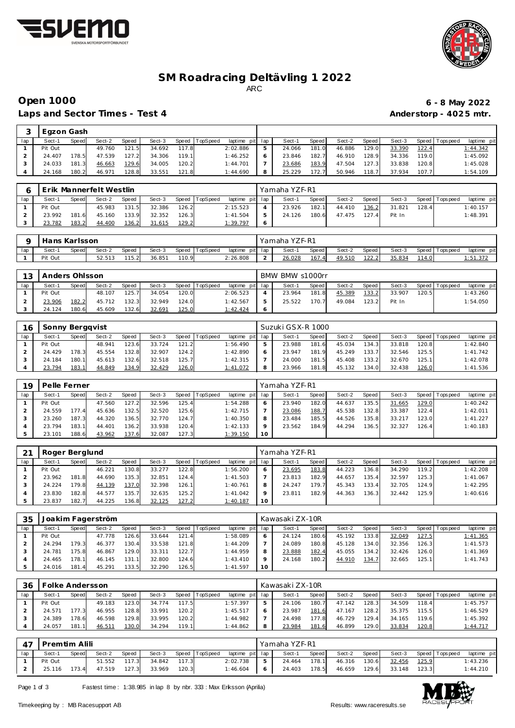# SM Roadracing Deltävling 1 2022

ARC

## Open 1000

**6 - 8 May 2022**

### Laps and Sector Times - Test 4

**Anderstorp - 4025 mtr.**

| 3 | Egzon Gash | | | | | | | | | | | | | | | | |
|---|---|---|---|---|---|---|---|---|---|---|---|---|---|---|---|---|---|
| lap | Sect-1 | Speed | Sect-2 | Speed | Sect-3 | Speed | TopSpeed | laptime pit | lap | Sect-1 | Speed | Sect-2 | Speed | Sect-3 | Speed | Topspeed | laptime pit |
| 1 | Pit Out | | 49.760 | 121.5 | 34.692 | 117.8 | | 2:02.886 | 5 | 24.066 | 181.0 | 46.886 | 129.0 | 33.390 | 122.4 | | 1:44.342 |
| 2 | 24.407 | 178.5 | 47.539 | 127.2 | 34.306 | 119.1 | | 1:46.252 | 6 | 23.846 | 182.7 | 46.910 | 128.9 | 34.336 | 119.0 | | 1:45.092 |
| 3 | 24.033 | 181.3 | 46.663 | 129.6 | 34.005 | 120.2 | | 1:44.701 | 7 | 23.686 | 183.9 | 47.504 | 127.3 | 33.838 | 120.8 | | 1:45.028 |
| 4 | 24.168 | 180.2 | 46.971 | 128.8 | 33.551 | 121.8 | | 1:44.690 | 8 | 25.229 | 172.7 | 50.946 | 118.7 | 37.934 | 107.7 | | 1:54.109 |

| 6 | Erik Mannerfelt Westlin | | | | | | | | Yamaha YZF-R1 | | | | | | | | |
|---|---|---|---|---|---|---|---|---|---|---|---|---|---|---|---|---|---|
| lap | Sect-1 | Speed | Sect-2 | Speed | Sect-3 | Speed | TopSpeed | laptime pit | lap | Sect-1 | Speed | Sect-2 | Speed | Sect-3 | Speed | Topspeed | laptime pit |
| 1 | Pit Out | | 45.983 | 131.5 | 32.386 | 126.2 | | 2:15.523 | 4 | 23.926 | 182.1 | 44.410 | 136.2 | 31.821 | 128.4 | | 1:40.157 |
| 2 | 23.992 | 181.6 | 45.160 | 133.9 | 32.352 | 126.3 | | 1:41.504 | 5 | 24.126 | 180.6 | 47.475 | 127.4 | Pit In | | | 1:48.391 |
| 3 | 23.782 | 183.2 | 44.400 | 136.2 | 31.615 | 129.2 | | 1:39.797 | 6 | | | | | | | | |

| 9 | Hans Karlsson | | | | | | | | Yamaha YZF-R1 | | | | | | | | |
|---|---|---|---|---|---|---|---|---|---|---|---|---|---|---|---|---|---|
| lap | Sect-1 | Speed | Sect-2 | Speed | Sect-3 | Speed | TopSpeed | laptime pit | lap | Sect-1 | Speed | Sect-2 | Speed | Sect-3 | Speed | Topspeed | laptime pit |
| 1 | Pit Out | | 52.513 | 115.2 | 36.851 | 110.9 | | 2:26.808 | 2 | 26.028 | 167.4 | 49.510 | 122.2 | 35.834 | 114.0 | | 1:51.372 |

| 13 | Anders Ohlsson | | | | | | | | BMW BMW s1000rr | | | | | | | | |
|---|---|---|---|---|---|---|---|---|---|---|---|---|---|---|---|---|---|
| lap | Sect-1 | Speed | Sect-2 | Speed | Sect-3 | Speed | TopSpeed | laptime pit | lap | Sect-1 | Speed | Sect-2 | Speed | Sect-3 | Speed | Topspeed | laptime pit |
| 1 | Pit Out | | 48.107 | 125.7 | 34.054 | 120.0 | | 2:06.523 | 4 | 23.964 | 181.8 | 45.389 | 133.2 | 33.907 | 120.5 | | 1:43.260 |
| 2 | 23.906 | 182.2 | 45.712 | 132.3 | 32.949 | 124.0 | | 1:42.567 | 5 | 25.522 | 170.7 | 49.084 | 123.2 | Pit In | | | 1:54.050 |
| 3 | 24.124 | 180.6 | 45.609 | 132.6 | 32.691 | 125.0 | | 1:42.424 | 6 | | | | | | | | |

| 16 | Sonny Bergqvist | | | | | | | | Suzuki GSX-R 1000 | | | | | | | | |
|---|---|---|---|---|---|---|---|---|---|---|---|---|---|---|---|---|---|
| lap | Sect-1 | Speed | Sect-2 | Speed | Sect-3 | Speed | TopSpeed | laptime pit | lap | Sect-1 | Speed | Sect-2 | Speed | Sect-3 | Speed | Topspeed | laptime pit |
| 1 | Pit Out | | 48.941 | 123.6 | 33.724 | 121.2 | | 1:56.490 | 5 | 23.988 | 181.6 | 45.034 | 134.3 | 33.818 | 120.8 | | 1:42.840 |
| 2 | 24.429 | 178.3 | 45.554 | 132.8 | 32.907 | 124.2 | | 1:42.890 | 6 | 23.947 | 181.9 | 45.249 | 133.7 | 32.546 | 125.5 | | 1:41.742 |
| 3 | 24.184 | 180.1 | 45.613 | 132.6 | 32.518 | 125.7 | | 1:42.315 | 7 | 24.000 | 181.5 | 45.408 | 133.2 | 32.670 | 125.1 | | 1:42.078 |
| 4 | 23.794 | 183.1 | 44.849 | 134.9 | 32.429 | 126.0 | | 1:41.072 | 8 | 23.966 | 181.8 | 45.132 | 134.0 | 32.438 | 126.0 | | 1:41.536 |

| 19 | Pelle Ferner | | | | | | | | Yamaha YZF-R1 | | | | | | | | |
|---|---|---|---|---|---|---|---|---|---|---|---|---|---|---|---|---|---|
| lap | Sect-1 | Speed | Sect-2 | Speed | Sect-3 | Speed | TopSpeed | laptime pit | lap | Sect-1 | Speed | Sect-2 | Speed | Sect-3 | Speed | Topspeed | laptime pit |
| 1 | Pit Out | | 47.560 | 127.2 | 32.596 | 125.4 | | 1:54.288 | 6 | 23.940 | 182.0 | 44.637 | 135.5 | 31.665 | 129.0 | | 1:40.242 |
| 2 | 24.559 | 177.4 | 45.636 | 132.5 | 32.520 | 125.6 | | 1:42.715 | 7 | 23.086 | 188.7 | 45.538 | 132.8 | 33.387 | 122.4 | | 1:42.011 |
| 3 | 23.260 | 187.3 | 44.320 | 136.5 | 32.770 | 124.7 | | 1:40.350 | 8 | 23.484 | 185.5 | 44.526 | 135.8 | 33.217 | 123.0 | | 1:41.227 |
| 4 | 23.794 | 183.1 | 44.401 | 136.2 | 33.938 | 120.4 | | 1:42.133 | 9 | 23.562 | 184.9 | 44.294 | 136.5 | 32.327 | 126.4 | | 1:40.183 |
| 5 | 23.101 | 188.6 | 43.962 | 137.6 | 32.087 | 127.3 | | 1:39.150 | 10 | | | | | | | | |

| 21 | Roger Berglund | | | | | | | | Yamaha YZF-R1 | | | | | | | | |
|---|---|---|---|---|---|---|---|---|---|---|---|---|---|---|---|---|---|
| lap | Sect-1 | Speed | Sect-2 | Speed | Sect-3 | Speed | TopSpeed | laptime pit | lap | Sect-1 | Speed | Sect-2 | Speed | Sect-3 | Speed | Topspeed | laptime pit |
| 1 | Pit Out | | 46.221 | 130.8 | 33.277 | 122.8 | | 1:56.200 | 6 | 23.695 | 183.8 | 44.223 | 136.8 | 34.290 | 119.2 | | 1:42.208 |
| 2 | 23.962 | 181.8 | 44.690 | 135.3 | 32.851 | 124.4 | | 1:41.503 | 7 | 23.813 | 182.9 | 44.657 | 135.4 | 32.597 | 125.3 | | 1:41.067 |
| 3 | 24.224 | 179.8 | 44.139 | 137.0 | 32.398 | 126.1 | | 1:40.761 | 8 | 24.247 | 179.7 | 45.343 | 133.4 | 32.705 | 124.9 | | 1:42.295 |
| 4 | 23.830 | 182.8 | 44.577 | 135.7 | 32.635 | 125.2 | | 1:41.042 | 9 | 23.811 | 182.9 | 44.363 | 136.3 | 32.442 | 125.9 | | 1:40.616 |
| 5 | 23.837 | 182.7 | 44.225 | 136.8 | 32.125 | 127.2 | | 1:40.187 | 10 | | | | | | | | |

| 35 | Joakim Fagerström | | | | | | | | Kawasaki ZX-10R | | | | | | | | |
|---|---|---|---|---|---|---|---|---|---|---|---|---|---|---|---|---|---|
| lap | Sect-1 | Speed | Sect-2 | Speed | Sect-3 | Speed | TopSpeed | laptime pit | lap | Sect-1 | Speed | Sect-2 | Speed | Sect-3 | Speed | Topspeed | laptime pit |
| 1 | Pit Out | | 47.778 | 126.6 | 33.644 | 121.4 | | 1:58.089 | 6 | 24.124 | 180.6 | 45.192 | 133.8 | 32.049 | 127.5 | | 1:41.365 |
| 2 | 24.294 | 179.3 | 46.377 | 130.4 | 33.538 | 121.8 | | 1:44.209 | 7 | 24.089 | 180.8 | 45.128 | 134.0 | 32.356 | 126.3 | | 1:41.573 |
| 3 | 24.781 | 175.8 | 46.867 | 129.0 | 33.311 | 122.7 | | 1:44.959 | 8 | 23.888 | 182.4 | 45.055 | 134.2 | 32.426 | 126.0 | | 1:41.369 |
| 4 | 24.465 | 178.1 | 46.145 | 131.1 | 32.800 | 124.6 | | 1:43.410 | 9 | 24.168 | 180.2 | 44.910 | 134.7 | 32.665 | 125.1 | | 1:41.743 |
| 5 | 24.016 | 181.4 | 45.291 | 133.5 | 32.290 | 126.5 | | 1:41.597 | 10 | | | | | | | | |

| 36 | Folke Andersson | | | | | | | | Kawasaki ZX-10R | | | | | | | | |
|---|---|---|---|---|---|---|---|---|---|---|---|---|---|---|---|---|---|
| lap | Sect-1 | Speed | Sect-2 | Speed | Sect-3 | Speed | TopSpeed | laptime pit | lap | Sect-1 | Speed | Sect-2 | Speed | Sect-3 | Speed | Topspeed | laptime pit |
| 1 | Pit Out | | 49.183 | 123.0 | 34.774 | 117.5 | | 1:57.397 | 5 | 24.106 | 180.7 | 47.142 | 128.3 | 34.509 | 118.4 | | 1:45.757 |
| 2 | 24.571 | 177.3 | 46.955 | 128.8 | 33.991 | 120.2 | | 1:45.517 | 6 | 23.987 | 181.6 | 47.167 | 128.2 | 35.375 | 115.5 | | 1:46.529 |
| 3 | 24.389 | 178.6 | 46.598 | 129.8 | 33.995 | 120.2 | | 1:44.982 | 7 | 24.498 | 177.8 | 46.729 | 129.4 | 34.165 | 119.6 | | 1:45.392 |
| 4 | 24.057 | 181.1 | 46.511 | 130.0 | 34.294 | 119.1 | | 1:44.862 | 8 | 23.984 | 181.6 | 46.899 | 129.0 | 33.834 | 120.8 | | 1:44.717 |

| 47 | Premtim Alili | | | | | | | | Yamaha YZF-R1 | | | | | | | | |
|---|---|---|---|---|---|---|---|---|---|---|---|---|---|---|---|---|---|
| lap | Sect-1 | Speed | Sect-2 | Speed | Sect-3 | Speed | TopSpeed | laptime pit | lap | Sect-1 | Speed | Sect-2 | Speed | Sect-3 | Speed | Topspeed | laptime pit |
| 1 | Pit Out | | 51.552 | 117.3 | 34.842 | 117.3 | | 2:02.738 | 5 | 24.464 | 178.1 | 46.316 | 130.6 | 32.456 | 125.9 | | 1:43.236 |
| 2 | 25.116 | 173.4 | 47.519 | 127.3 | 33.969 | 120.3 | | 1:46.604 | 6 | 24.403 | 178.5 | 46.659 | 129.6 | 33.148 | 123.3 | | 1:44.210 |

Fastest time : 1:38.985 in lap 8 by nbr. 333 : Max Eriksson (Aprilia)

Timekeeping by : MB Racesupport AB

Results: www.raceresults.se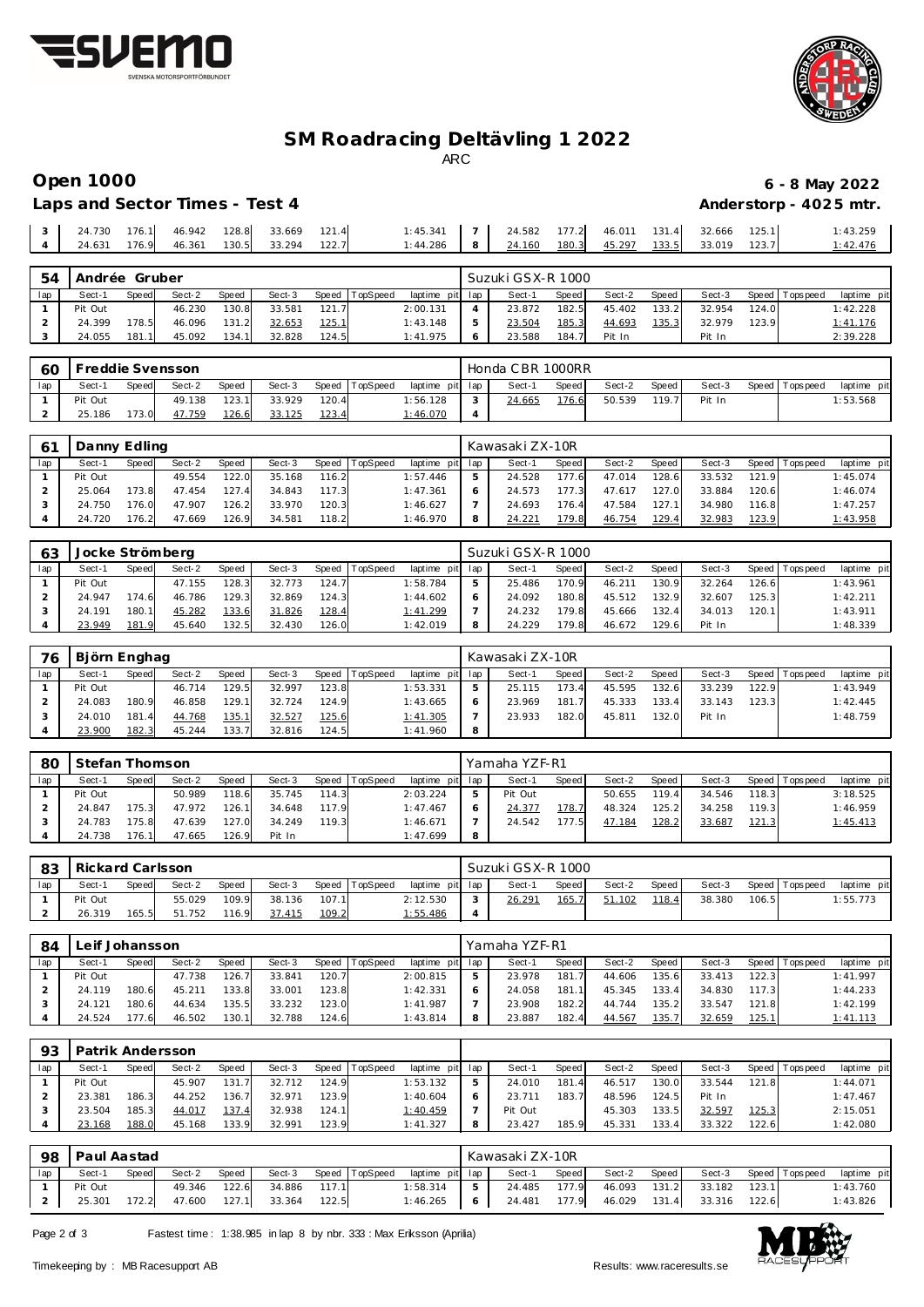# SM Roadracing Deltävling 1 2022

ARC

## Open 1000

**6 - 8 May 2022**

**Laps and Sector Times - Test 4**

**Anderstorp - 4025 mtr.**

| lap | Sect-1 | Speed | Sect-2 | Speed | Sect-3 | Speed | TopSpeed | laptime pit | lap | Sect-1 | Speed | Sect-2 | Speed | Sect-3 | Speed | Topspeed | laptime pit |
|---|---|---|---|---|---|---|---|---|---|---|---|---|---|---|---|---|---|
| 3 | 24.730 | 176.1 | 46.942 | 128.8 | 33.669 | 121.4 | | 1:45.341 | 7 | 24.582 | 177.2 | 46.011 | 131.4 | 32.666 | 125.1 | | 1:43.259 |
| 4 | 24.631 | 176.9 | 46.361 | 130.5 | 33.294 | 122.7 | | 1:44.286 | 8 | 24.160 | 180.3 | 45.297 | 133.5 | 33.019 | 123.7 | | 1:42.476 |

**54 Andrée Gruber** — Suzuki GSX-R 1000

| lap | Sect-1 | Speed | Sect-2 | Speed | Sect-3 | Speed | TopSpeed | laptime pit | lap | Sect-1 | Speed | Sect-2 | Speed | Sect-3 | Speed | Topspeed | laptime pit |
|---|---|---|---|---|---|---|---|---|---|---|---|---|---|---|---|---|---|
| 1 | Pit Out | | 46.230 | 130.8 | 33.581 | 121.7 | | 2:00.131 | 4 | 23.872 | 182.5 | 45.402 | 133.2 | 32.954 | 124.0 | | 1:42.228 |
| 2 | 24.399 | 178.5 | 46.096 | 131.2 | 32.653 | 125.1 | | 1:43.148 | 5 | 23.504 | 185.3 | 44.693 | 135.3 | 32.979 | 123.9 | | 1:41.176 |
| 3 | 24.055 | 181.1 | 45.092 | 134.1 | 32.828 | 124.5 | | 1:41.975 | 6 | 23.588 | 184.7 | Pit In | | Pit In | | | 2:39.228 |

**60 Freddie Svensson** — Honda CBR 1000RR

| lap | Sect-1 | Speed | Sect-2 | Speed | Sect-3 | Speed | TopSpeed | laptime pit | lap | Sect-1 | Speed | Sect-2 | Speed | Sect-3 | Speed | Topspeed | laptime pit |
|---|---|---|---|---|---|---|---|---|---|---|---|---|---|---|---|---|---|
| 1 | Pit Out | | 49.138 | 123.1 | 33.929 | 120.4 | | 1:56.128 | 3 | 24.665 | 176.6 | 50.539 | 119.7 | Pit In | | | 1:53.568 |
| 2 | 25.186 | 173.0 | 47.759 | 126.6 | 33.125 | 123.4 | | 1:46.070 | 4 | | | | | | | | |

**61 Danny Edling** — Kawasaki ZX-10R

| lap | Sect-1 | Speed | Sect-2 | Speed | Sect-3 | Speed | TopSpeed | laptime pit | lap | Sect-1 | Speed | Sect-2 | Speed | Sect-3 | Speed | Topspeed | laptime pit |
|---|---|---|---|---|---|---|---|---|---|---|---|---|---|---|---|---|---|
| 1 | Pit Out | | 49.554 | 122.0 | 35.168 | 116.2 | | 1:57.446 | 5 | 24.528 | 177.6 | 47.014 | 128.6 | 33.532 | 121.9 | | 1:45.074 |
| 2 | 25.064 | 173.8 | 47.454 | 127.4 | 34.843 | 117.3 | | 1:47.361 | 6 | 24.573 | 177.3 | 47.617 | 127.0 | 33.884 | 120.6 | | 1:46.074 |
| 3 | 24.750 | 176.0 | 47.907 | 126.2 | 33.970 | 120.3 | | 1:46.627 | 7 | 24.693 | 176.4 | 47.584 | 127.1 | 34.980 | 116.8 | | 1:47.257 |
| 4 | 24.720 | 176.2 | 47.669 | 126.9 | 34.581 | 118.2 | | 1:46.970 | 8 | 24.221 | 179.8 | 46.754 | 129.4 | 32.983 | 123.9 | | 1:43.958 |

**63 Jocke Strömberg** — Suzuki GSX-R 1000

| lap | Sect-1 | Speed | Sect-2 | Speed | Sect-3 | Speed | TopSpeed | laptime pit | lap | Sect-1 | Speed | Sect-2 | Speed | Sect-3 | Speed | Topspeed | laptime pit |
|---|---|---|---|---|---|---|---|---|---|---|---|---|---|---|---|---|---|
| 1 | Pit Out | | 47.155 | 128.3 | 32.773 | 124.7 | | 1:58.784 | 5 | 25.486 | 170.9 | 46.211 | 130.9 | 32.264 | 126.6 | | 1:43.961 |
| 2 | 24.947 | 174.6 | 46.786 | 129.3 | 32.869 | 124.3 | | 1:44.602 | 6 | 24.092 | 180.8 | 45.512 | 132.9 | 32.607 | 125.3 | | 1:42.211 |
| 3 | 24.191 | 180.1 | 45.282 | 133.6 | 31.826 | 128.4 | | 1:41.299 | 7 | 24.232 | 179.8 | 45.666 | 132.4 | 34.013 | 120.1 | | 1:43.911 |
| 4 | 23.949 | 181.9 | 45.640 | 132.5 | 32.430 | 126.0 | | 1:42.019 | 8 | 24.229 | 179.8 | 46.672 | 129.6 | Pit In | | | 1:48.339 |

**76 Björn Enghag** — Kawasaki ZX-10R

| lap | Sect-1 | Speed | Sect-2 | Speed | Sect-3 | Speed | TopSpeed | laptime pit | lap | Sect-1 | Speed | Sect-2 | Speed | Sect-3 | Speed | Topspeed | laptime pit |
|---|---|---|---|---|---|---|---|---|---|---|---|---|---|---|---|---|---|
| 1 | Pit Out | | 46.714 | 129.5 | 32.997 | 123.8 | | 1:53.331 | 5 | 25.115 | 173.4 | 45.595 | 132.6 | 33.239 | 122.9 | | 1:43.949 |
| 2 | 24.083 | 180.9 | 46.858 | 129.1 | 32.724 | 124.9 | | 1:43.665 | 6 | 23.969 | 181.7 | 45.333 | 133.4 | 33.143 | 123.3 | | 1:42.445 |
| 3 | 24.010 | 181.4 | 44.768 | 135.1 | 32.527 | 125.6 | | 1:41.305 | 7 | 23.933 | 182.0 | 45.811 | 132.0 | Pit In | | | 1:48.759 |
| 4 | 23.900 | 182.3 | 45.244 | 133.7 | 32.816 | 124.5 | | 1:41.960 | 8 | | | | | | | | |

**80 Stefan Thomson** — Yamaha YZF-R1

| lap | Sect-1 | Speed | Sect-2 | Speed | Sect-3 | Speed | TopSpeed | laptime pit | lap | Sect-1 | Speed | Sect-2 | Speed | Sect-3 | Speed | Topspeed | laptime pit |
|---|---|---|---|---|---|---|---|---|---|---|---|---|---|---|---|---|---|
| 1 | Pit Out | | 50.989 | 118.6 | 35.745 | 114.3 | | 2:03.224 | 5 | Pit Out | | 50.655 | 119.4 | 34.546 | 118.3 | | 3:18.525 |
| 2 | 24.847 | 175.3 | 47.972 | 126.1 | 34.648 | 117.9 | | 1:47.467 | 6 | 24.377 | 178.7 | 48.324 | 125.2 | 34.258 | 119.3 | | 1:46.959 |
| 3 | 24.783 | 175.8 | 47.639 | 127.0 | 34.249 | 119.3 | | 1:46.671 | 7 | 24.542 | 177.5 | 47.184 | 128.2 | 33.687 | 121.3 | | 1:45.413 |
| 4 | 24.738 | 176.1 | 47.665 | 126.9 | Pit In | | | 1:47.699 | 8 | | | | | | | | |

**83 Rickard Carlsson** — Suzuki GSX-R 1000

| lap | Sect-1 | Speed | Sect-2 | Speed | Sect-3 | Speed | TopSpeed | laptime pit | lap | Sect-1 | Speed | Sect-2 | Speed | Sect-3 | Speed | Topspeed | laptime pit |
|---|---|---|---|---|---|---|---|---|---|---|---|---|---|---|---|---|---|
| 1 | Pit Out | | 55.029 | 109.9 | 38.136 | 107.1 | | 2:12.530 | 3 | 26.291 | 165.7 | 51.102 | 118.4 | 38.380 | 106.5 | | 1:55.773 |
| 2 | 26.319 | 165.5 | 51.752 | 116.9 | 37.415 | 109.2 | | 1:55.486 | 4 | | | | | | | | |

**84 Leif Johansson** — Yamaha YZF-R1

| lap | Sect-1 | Speed | Sect-2 | Speed | Sect-3 | Speed | TopSpeed | laptime pit | lap | Sect-1 | Speed | Sect-2 | Speed | Sect-3 | Speed | Topspeed | laptime pit |
|---|---|---|---|---|---|---|---|---|---|---|---|---|---|---|---|---|---|
| 1 | Pit Out | | 47.738 | 126.7 | 33.841 | 120.7 | | 2:00.815 | 5 | 23.978 | 181.7 | 44.606 | 135.6 | 33.413 | 122.3 | | 1:41.997 |
| 2 | 24.119 | 180.6 | 45.211 | 133.8 | 33.001 | 123.8 | | 1:42.331 | 6 | 24.058 | 181.1 | 45.345 | 133.4 | 34.830 | 117.3 | | 1:44.233 |
| 3 | 24.121 | 180.6 | 44.634 | 135.5 | 33.232 | 123.0 | | 1:41.987 | 7 | 23.908 | 182.2 | 44.744 | 135.2 | 33.547 | 121.8 | | 1:42.199 |
| 4 | 24.524 | 177.6 | 46.502 | 130.1 | 32.788 | 124.6 | | 1:43.814 | 8 | 23.887 | 182.4 | 44.567 | 135.7 | 32.659 | 125.1 | | 1:41.113 |

**93 Patrik Andersson**

| lap | Sect-1 | Speed | Sect-2 | Speed | Sect-3 | Speed | TopSpeed | laptime pit | lap | Sect-1 | Speed | Sect-2 | Speed | Sect-3 | Speed | Topspeed | laptime pit |
|---|---|---|---|---|---|---|---|---|---|---|---|---|---|---|---|---|---|
| 1 | Pit Out | | 45.907 | 131.7 | 32.712 | 124.9 | | 1:53.132 | 5 | 24.010 | 181.4 | 46.517 | 130.0 | 33.544 | 121.8 | | 1:44.071 |
| 2 | 23.381 | 186.3 | 44.252 | 136.7 | 32.971 | 123.9 | | 1:40.604 | 6 | 23.711 | 183.7 | 48.596 | 124.5 | Pit In | | | 1:47.467 |
| 3 | 23.504 | 185.3 | 44.017 | 137.4 | 32.938 | 124.1 | | 1:40.459 | 7 | Pit Out | | 45.303 | 133.5 | 32.597 | 125.3 | | 2:15.051 |
| 4 | 23.168 | 188.0 | 45.168 | 133.9 | 32.991 | 123.9 | | 1:41.327 | 8 | 23.427 | 185.9 | 45.331 | 133.4 | 33.322 | 122.6 | | 1:42.080 |

**98 Paul Aastad** — Kawasaki ZX-10R

| lap | Sect-1 | Speed | Sect-2 | Speed | Sect-3 | Speed | TopSpeed | laptime pit | lap | Sect-1 | Speed | Sect-2 | Speed | Sect-3 | Speed | Topspeed | laptime pit |
|---|---|---|---|---|---|---|---|---|---|---|---|---|---|---|---|---|---|
| 1 | Pit Out | | 49.346 | 122.6 | 34.886 | 117.1 | | 1:58.314 | 5 | 24.485 | 177.9 | 46.093 | 131.2 | 33.182 | 123.1 | | 1:43.760 |
| 2 | 25.301 | 172.2 | 47.600 | 127.1 | 33.364 | 122.5 | | 1:46.265 | 6 | 24.481 | 177.9 | 46.029 | 131.4 | 33.316 | 122.6 | | 1:43.826 |

Fastest time : 1:38.985 in lap 8 by nbr. 333 : Max Eriksson (Aprilia)

Timekeeping by : MB Racesupport AB — Results: www.raceresults.se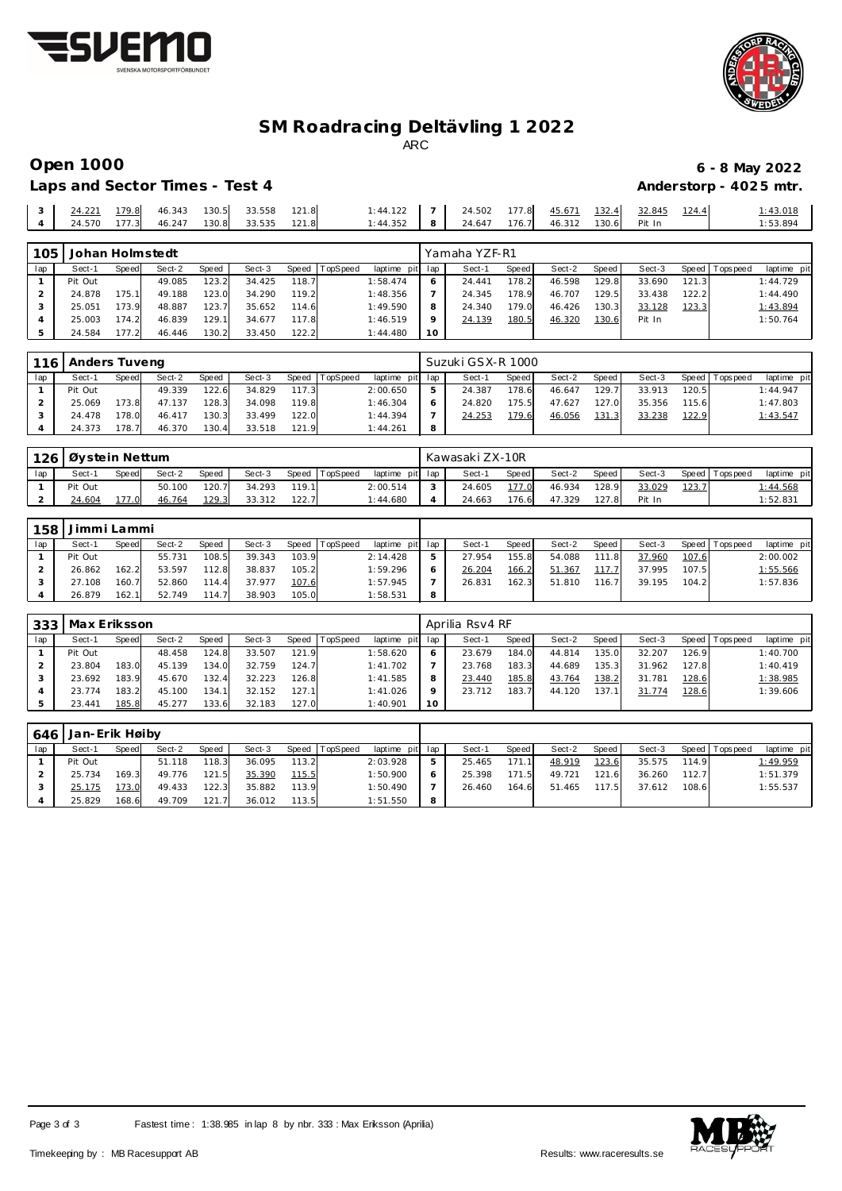# SM Roadracing Deltävling 1 2022

ARC

## Open 1000

**6 - 8 May 2022**

**Laps and Sector Times - Test 4**

**Anderstorp - 4025 mtr.**

| | | | | | | | | | | | | | | | | | | | |
|---|---|---|---|---|---|---|---|---|---|---|---|---|---|---|---|---|---|---|---|
| 3 | 24.221 | 179.8 | 46.343 | 130.5 | 33.558 | 121.8 | | 1:44.122 | 7 | 24.502 | 177.8 | 45.671 | 132.4 | 32.845 | 124.4 | | 1:43.018 |
| 4 | 24.570 | 177.3 | 46.247 | 130.8 | 33.535 | 121.8 | | 1:44.352 | 8 | 24.647 | 176.7 | 46.312 | 130.6 | Pit In | | | 1:53.894 |

### 105 Johan Holmstedt — Yamaha YZF-R1

| lap | Sect-1 | Speed | Sect-2 | Speed | Sect-3 | Speed | TopSpeed | laptime pit | lap | Sect-1 | Speed | Sect-2 | Speed | Sect-3 | Speed | Topspeed | laptime pit |
|---|---|---|---|---|---|---|---|---|---|---|---|---|---|---|---|---|---|
| 1 | Pit Out | | 49.085 | 123.2 | 34.425 | 118.7 | | 1:58.474 | 6 | 24.441 | 178.2 | 46.598 | 129.8 | 33.690 | 121.3 | | 1:44.729 |
| 2 | 24.878 | 175.1 | 49.188 | 123.0 | 34.290 | 119.2 | | 1:48.356 | 7 | 24.345 | 178.9 | 46.707 | 129.5 | 33.438 | 122.2 | | 1:44.490 |
| 3 | 25.051 | 173.9 | 48.887 | 123.7 | 35.652 | 114.6 | | 1:49.590 | 8 | 24.340 | 179.0 | 46.426 | 130.3 | 33.128 | 123.3 | | 1:43.894 |
| 4 | 25.003 | 174.2 | 46.839 | 129.1 | 34.677 | 117.8 | | 1:46.519 | 9 | 24.139 | 180.5 | 46.320 | 130.6 | Pit In | | | 1:50.764 |
| 5 | 24.584 | 177.2 | 46.446 | 130.2 | 33.450 | 122.2 | | 1:44.480 | 10 | | | | | | | | |

### 116 Anders Tuveng — Suzuki GSX-R 1000

| lap | Sect-1 | Speed | Sect-2 | Speed | Sect-3 | Speed | TopSpeed | laptime pit | lap | Sect-1 | Speed | Sect-2 | Speed | Sect-3 | Speed | Topspeed | laptime pit |
|---|---|---|---|---|---|---|---|---|---|---|---|---|---|---|---|---|---|
| 1 | Pit Out | | 49.339 | 122.6 | 34.829 | 117.3 | | 2:00.650 | 5 | 24.387 | 178.6 | 46.647 | 129.7 | 33.913 | 120.5 | | 1:44.947 |
| 2 | 25.069 | 173.8 | 47.137 | 128.3 | 34.098 | 119.8 | | 1:46.304 | 6 | 24.820 | 175.5 | 47.627 | 127.0 | 35.356 | 115.6 | | 1:47.803 |
| 3 | 24.478 | 178.0 | 46.417 | 130.3 | 33.499 | 122.0 | | 1:44.394 | 7 | 24.253 | 179.6 | 46.056 | 131.3 | 33.238 | 122.9 | | 1:43.547 |
| 4 | 24.373 | 178.7 | 46.370 | 130.4 | 33.518 | 121.9 | | 1:44.261 | 8 | | | | | | | | |

### 126 Øystein Nettum — Kawasaki ZX-10R

| lap | Sect-1 | Speed | Sect-2 | Speed | Sect-3 | Speed | TopSpeed | laptime pit | lap | Sect-1 | Speed | Sect-2 | Speed | Sect-3 | Speed | Topspeed | laptime pit |
|---|---|---|---|---|---|---|---|---|---|---|---|---|---|---|---|---|---|
| 1 | Pit Out | | 50.100 | 120.7 | 34.293 | 119.1 | | 2:00.514 | 3 | 24.605 | 177.0 | 46.934 | 128.9 | 33.029 | 123.7 | | 1:44.568 |
| 2 | 24.604 | 177.0 | 46.764 | 129.3 | 33.312 | 122.7 | | 1:44.680 | 4 | 24.663 | 176.6 | 47.329 | 127.8 | Pit In | | | 1:52.831 |

### 158 Jimmi Lammi

| lap | Sect-1 | Speed | Sect-2 | Speed | Sect-3 | Speed | TopSpeed | laptime pit | lap | Sect-1 | Speed | Sect-2 | Speed | Sect-3 | Speed | Topspeed | laptime pit |
|---|---|---|---|---|---|---|---|---|---|---|---|---|---|---|---|---|---|
| 1 | Pit Out | | 55.731 | 108.5 | 39.343 | 103.9 | | 2:14.428 | 5 | 27.954 | 155.8 | 54.088 | 111.8 | 37.960 | 107.6 | | 2:00.002 |
| 2 | 26.862 | 162.2 | 53.597 | 112.8 | 38.837 | 105.2 | | 1:59.296 | 6 | 26.204 | 166.2 | 51.367 | 117.7 | 37.995 | 107.5 | | 1:55.566 |
| 3 | 27.108 | 160.7 | 52.860 | 114.4 | 37.977 | 107.6 | | 1:57.945 | 7 | 26.831 | 162.3 | 51.810 | 116.7 | 39.195 | 104.2 | | 1:57.836 |
| 4 | 26.879 | 162.1 | 52.749 | 114.7 | 38.903 | 105.0 | | 1:58.531 | 8 | | | | | | | | |

### 333 Max Eriksson — Aprilia Rsv4 RF

| lap | Sect-1 | Speed | Sect-2 | Speed | Sect-3 | Speed | TopSpeed | laptime pit | lap | Sect-1 | Speed | Sect-2 | Speed | Sect-3 | Speed | Topspeed | laptime pit |
|---|---|---|---|---|---|---|---|---|---|---|---|---|---|---|---|---|---|
| 1 | Pit Out | | 48.458 | 124.8 | 33.507 | 121.9 | | 1:58.620 | 6 | 23.679 | 184.0 | 44.814 | 135.0 | 32.207 | 126.9 | | 1:40.700 |
| 2 | 23.804 | 183.0 | 45.139 | 134.0 | 32.759 | 124.7 | | 1:41.702 | 7 | 23.768 | 183.3 | 44.689 | 135.3 | 31.962 | 127.8 | | 1:40.419 |
| 3 | 23.692 | 183.9 | 45.670 | 132.4 | 32.223 | 126.8 | | 1:41.585 | 8 | 23.440 | 185.8 | 43.764 | 138.2 | 31.781 | 128.6 | | 1:38.985 |
| 4 | 23.774 | 183.2 | 45.100 | 134.1 | 32.152 | 127.1 | | 1:41.026 | 9 | 23.712 | 183.7 | 44.120 | 137.1 | 31.774 | 128.6 | | 1:39.606 |
| 5 | 23.441 | 185.8 | 45.277 | 133.6 | 32.183 | 127.0 | | 1:40.901 | 10 | | | | | | | | |

### 646 Jan-Erik Høiby

| lap | Sect-1 | Speed | Sect-2 | Speed | Sect-3 | Speed | TopSpeed | laptime pit | lap | Sect-1 | Speed | Sect-2 | Speed | Sect-3 | Speed | Topspeed | laptime pit |
|---|---|---|---|---|---|---|---|---|---|---|---|---|---|---|---|---|---|
| 1 | Pit Out | | 51.118 | 118.3 | 36.095 | 113.2 | | 2:03.928 | 5 | 25.465 | 171.1 | 48.919 | 123.6 | 35.575 | 114.9 | | 1:49.959 |
| 2 | 25.734 | 169.3 | 49.776 | 121.5 | 35.390 | 115.5 | | 1:50.900 | 6 | 25.398 | 171.5 | 49.721 | 121.6 | 36.260 | 112.7 | | 1:51.379 |
| 3 | 25.175 | 173.0 | 49.433 | 122.3 | 35.882 | 113.9 | | 1:50.490 | 7 | 26.460 | 164.6 | 51.465 | 117.5 | 37.612 | 108.6 | | 1:55.537 |
| 4 | 25.829 | 168.6 | 49.709 | 121.7 | 36.012 | 113.5 | | 1:51.550 | 8 | | | | | | | | |

Fastest time : 1:38.985 in lap 8 by nbr. 333 : Max Eriksson (Aprilia)

Timekeeping by : MB Racesupport AB

Results: www.raceresults.se